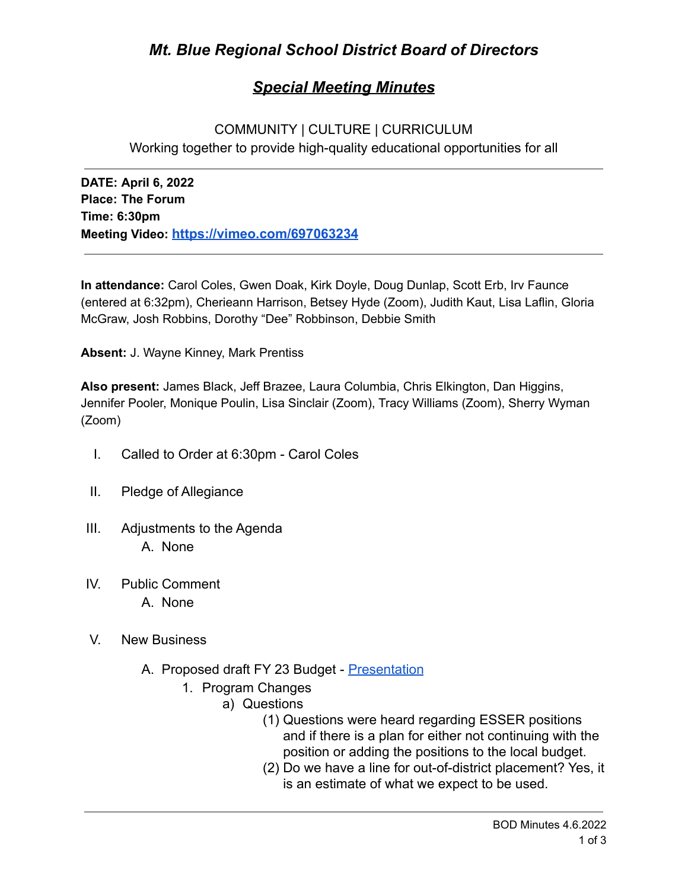# *Mt. Blue Regional School District Board of Directors*

## ***Special Meeting Minutes***

COMMUNITY | CULTURE | CURRICULUM
Working together to provide high-quality educational opportunities for all

---

**DATE: April 6, 2022**
**Place: The Forum**
**Time: 6:30pm**
**Meeting Video: [https://vimeo.com/697063234](https://vimeo.com/697063234)**

---

**In attendance:** Carol Coles, Gwen Doak, Kirk Doyle, Doug Dunlap, Scott Erb, Irv Faunce (entered at 6:32pm), Cherieann Harrison, Betsey Hyde (Zoom), Judith Kaut, Lisa Laflin, Gloria McGraw, Josh Robbins, Dorothy "Dee" Robbinson, Debbie Smith

**Absent:** J. Wayne Kinney, Mark Prentiss

**Also present:** James Black, Jeff Brazee, Laura Columbia, Chris Elkington, Dan Higgins, Jennifer Pooler, Monique Poulin, Lisa Sinclair (Zoom), Tracy Williams (Zoom), Sherry Wyman (Zoom)

I. Called to Order at 6:30pm - Carol Coles

II. Pledge of Allegiance

III. Adjustments to the Agenda
   A. None

IV. Public Comment
   A. None

V. New Business
   A. Proposed draft FY 23 Budget - Presentation
      1. Program Changes
         a) Questions
            (1) Questions were heard regarding ESSER positions and if there is a plan for either not continuing with the position or adding the positions to the local budget.
            (2) Do we have a line for out-of-district placement? Yes, it is an estimate of what we expect to be used.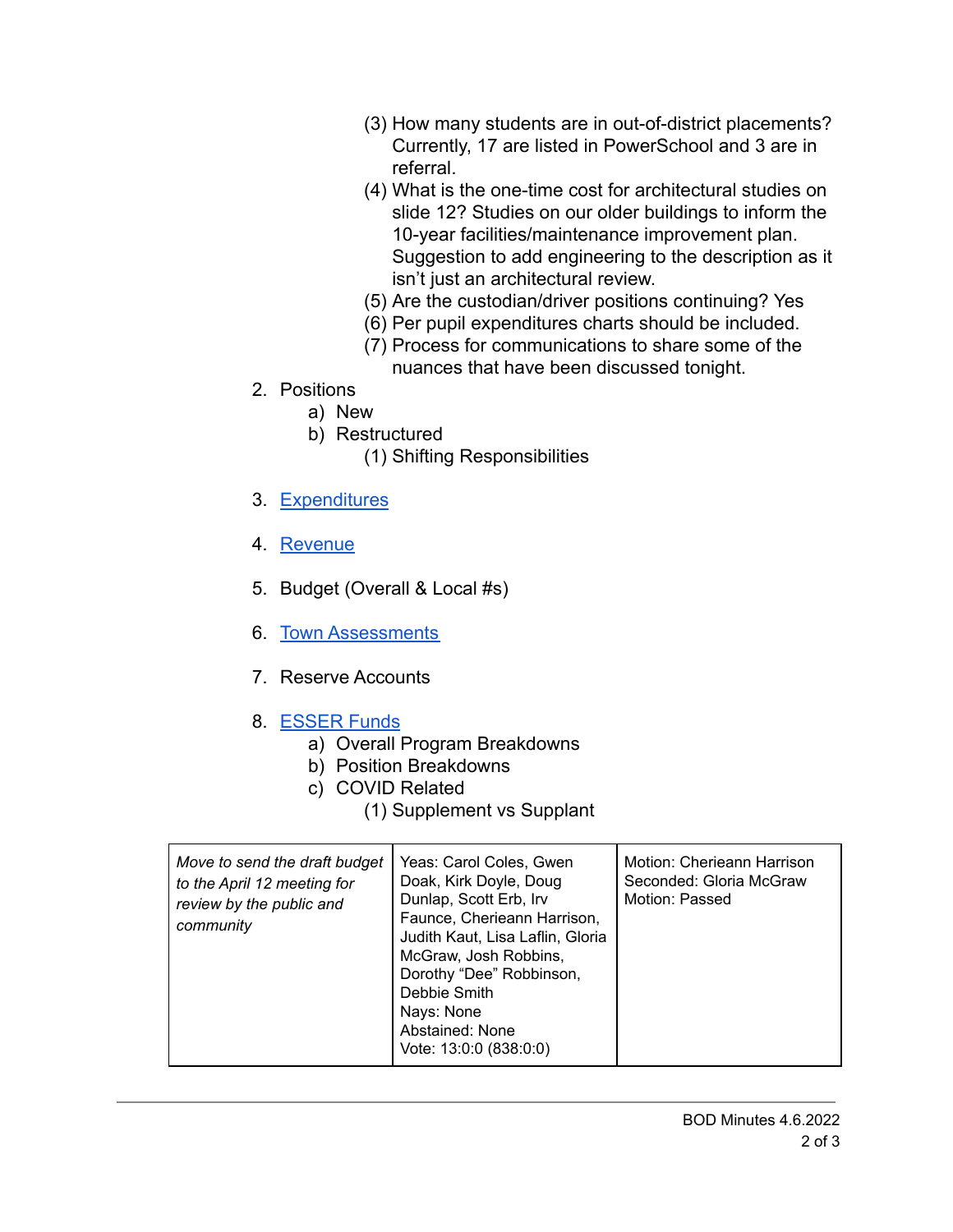- (3) How many students are in out-of-district placements? Currently, 17 are listed in PowerSchool and 3 are in referral.
   - (4) What is the one-time cost for architectural studies on slide 12? Studies on our older buildings to inform the 10-year facilities/maintenance improvement plan. Suggestion to add engineering to the description as it isn't just an architectural review.
   - (5) Are the custodian/driver positions continuing? Yes
   - (6) Per pupil expenditures charts should be included.
   - (7) Process for communications to share some of the nuances that have been discussed tonight.

2. Positions
   a) New
   b) Restructured
      (1) Shifting Responsibilities

3. Expenditures

4. Revenue

5. Budget (Overall & Local #s)

6. Town Assessments

7. Reserve Accounts

8. ESSER Funds
   a) Overall Program Breakdowns
   b) Position Breakdowns
   c) COVID Related
      (1) Supplement vs Supplant

| | | |
|---|---|---|
| *Move to send the draft budget to the April 12 meeting for review by the public and community* | Yeas: Carol Coles, Gwen Doak, Kirk Doyle, Doug Dunlap, Scott Erb, Irv Faunce, Cherieann Harrison, Judith Kaut, Lisa Laflin, Gloria McGraw, Josh Robbins, Dorothy "Dee" Robbinson, Debbie Smith<br>Nays: None<br>Abstained: None<br>Vote: 13:0:0 (838:0:0) | Motion: Cherieann Harrison<br>Seconded: Gloria McGraw<br>Motion: Passed |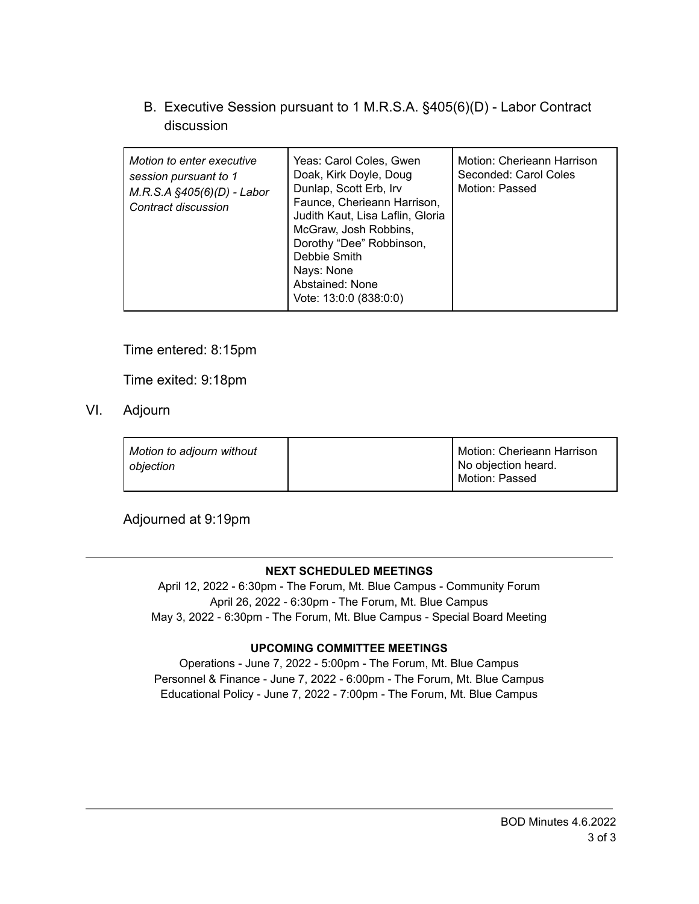B. Executive Session pursuant to 1 M.R.S.A. §405(6)(D) - Labor Contract discussion

| | | |
|---|---|---|
| *Motion to enter executive session pursuant to 1 M.R.S.A §405(6)(D) - Labor Contract discussion* | Yeas: Carol Coles, Gwen Doak, Kirk Doyle, Doug Dunlap, Scott Erb, Irv Faunce, Cherieann Harrison, Judith Kaut, Lisa Laflin, Gloria McGraw, Josh Robbins, Dorothy "Dee" Robbinson, Debbie Smith<br>Nays: None<br>Abstained: None<br>Vote: 13:0:0 (838:0:0) | Motion: Cherieann Harrison<br>Seconded: Carol Coles<br>Motion: Passed |

Time entered: 8:15pm

Time exited: 9:18pm

VI. Adjourn

| | | |
|---|---|---|
| *Motion to adjourn without objection* | | Motion: Cherieann Harrison<br>No objection heard.<br>Motion: Passed |

Adjourned at 9:19pm

---

**NEXT SCHEDULED MEETINGS**

April 12, 2022 - 6:30pm - The Forum, Mt. Blue Campus - Community Forum
April 26, 2022 - 6:30pm - The Forum, Mt. Blue Campus
May 3, 2022 - 6:30pm - The Forum, Mt. Blue Campus - Special Board Meeting

**UPCOMING COMMITTEE MEETINGS**

Operations - June 7, 2022 - 5:00pm - The Forum, Mt. Blue Campus
Personnel & Finance - June 7, 2022 - 6:00pm - The Forum, Mt. Blue Campus
Educational Policy - June 7, 2022 - 7:00pm - The Forum, Mt. Blue Campus